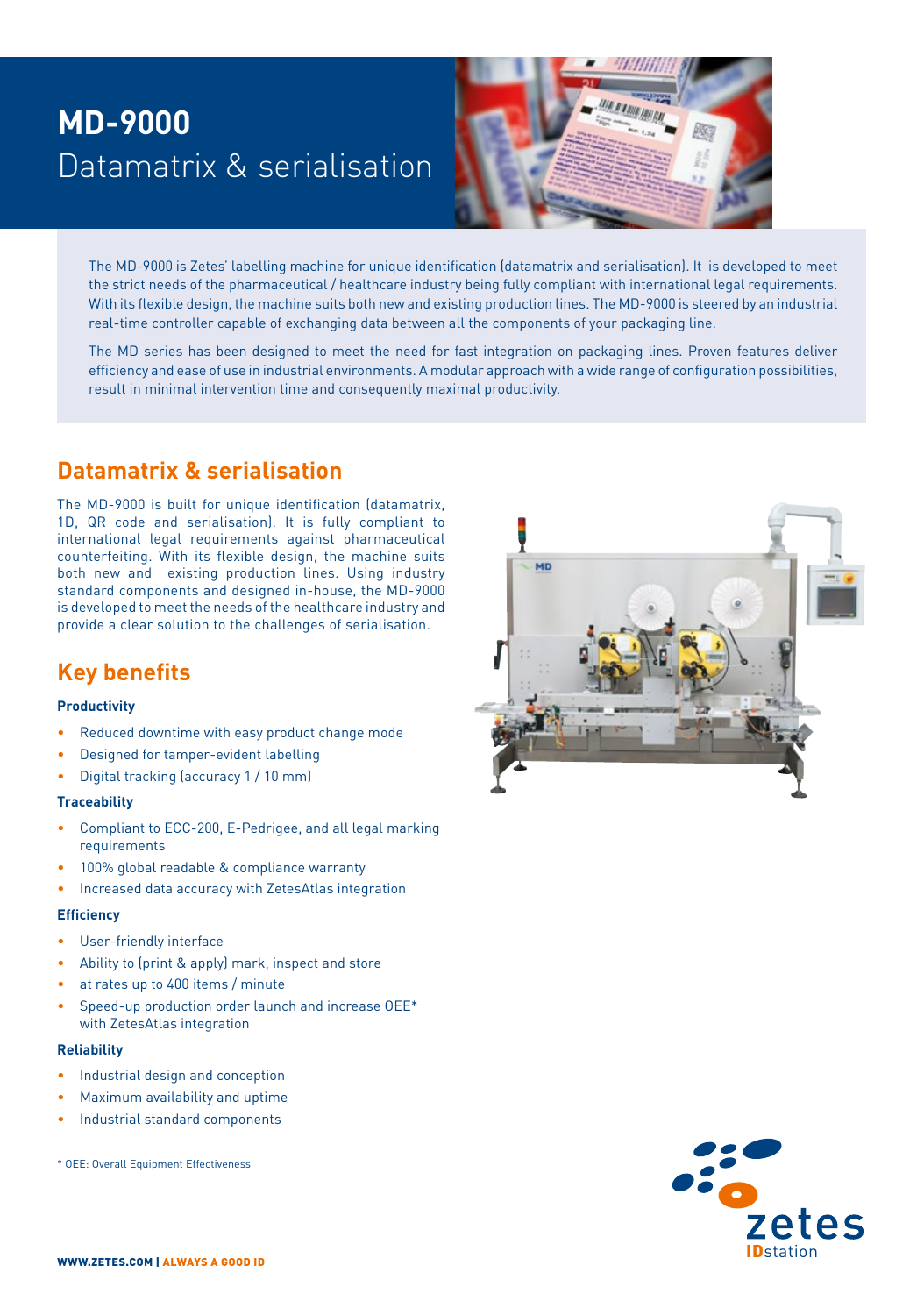# MD-9000

## Datamatrix & serialisation

The MD-9000 is Zetes' labelling machine for unique identification (datamatrix and serialisation). It is developed to meet the strict needs of the pharmaceutical / healthcare industry being fully compliant with international legal requirements. With its flexible design, the machine suits both new and existing production lines. The MD-9000 is steered by an industrial real-time controller capable of exchanging data between all the components of your packaging line.

The MD series has been designed to meet the need for fast integration on packaging lines. Proven features deliver efficiency and ease of use in industrial environments. A modular approach with a wide range of configuration possibilities, result in minimal intervention time and consequently maximal productivity.

## Datamatrix & serialisation

The MD-9000 is built for unique identification (datamatrix, 1D, QR code and serialisation). It is fully compliant to international legal requirements against pharmaceutical counterfeiting. With its flexible design, the machine suits both new and existing production lines. Using industry standard components and designed in-house, the MD-9000 is developed to meet the needs of the healthcare industry and provide a clear solution to the challenges of serialisation.

## Key benefits

### Productivity

- Reduced downtime with easy product change mode
- Designed for tamper-evident labelling
- Digital tracking (accuracy 1 / 10 mm)

### Traceability

- Compliant to ECC-200, E-Pedrigee, and all legal marking requirements
- 100% global readable & compliance warranty
- Increased data accuracy with ZetesAtlas integration

### Efficiency

- User-friendly interface
- Ability to (print & apply) mark, inspect and store
- at rates up to 400 items / minute
- Speed-up production order launch and increase OEE* with ZetesAtlas integration

### Reliability

- Industrial design and conception
- Maximum availability and uptime
- Industrial standard components

* OEE: Overall Equipment Effectiveness

WWW.ZETES.COM | ALWAYS A GOOD ID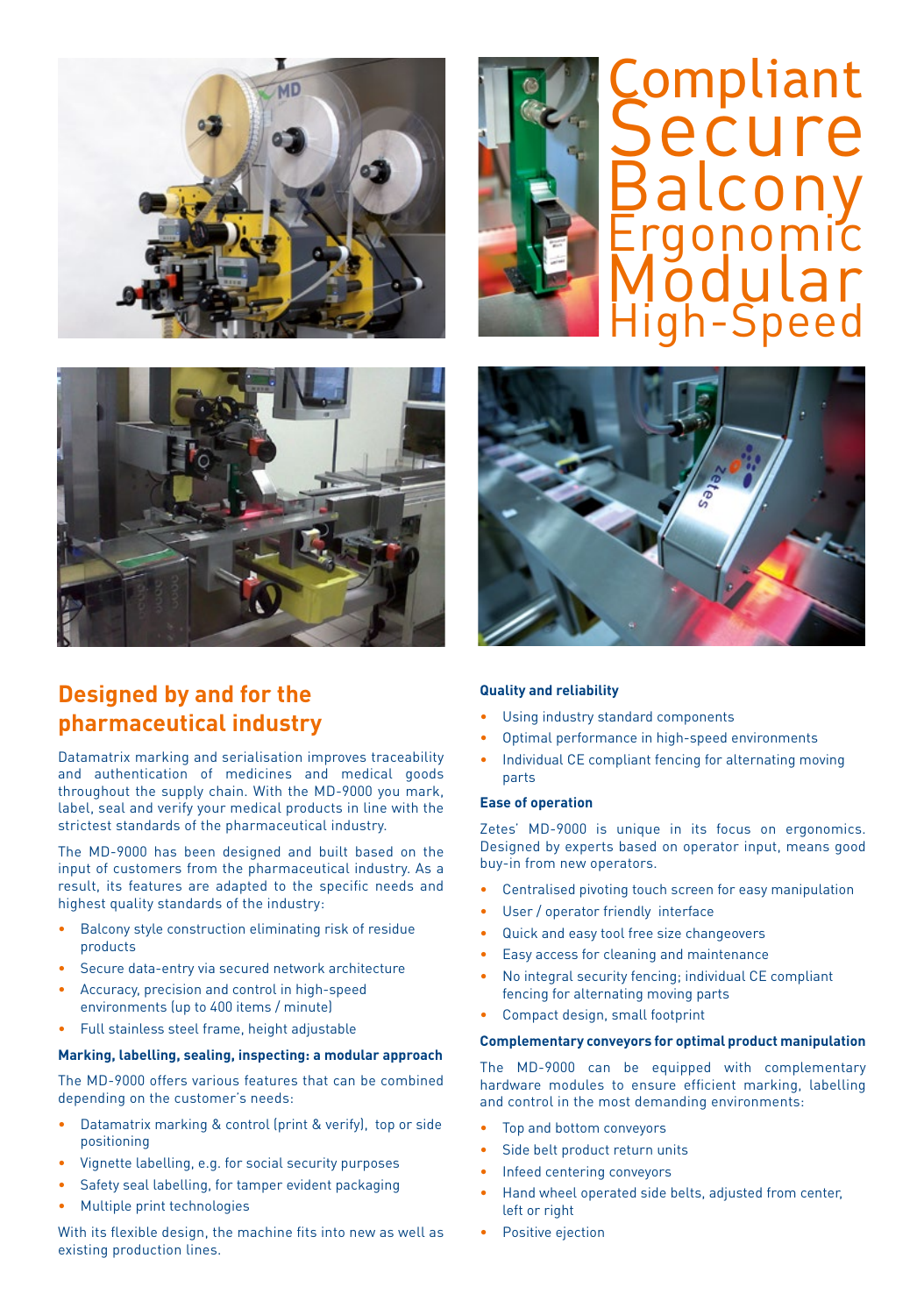Compliant
Secure
Balcony
Ergonomic
Modular
High-Speed

## Designed by and for the pharmaceutical industry

Datamatrix marking and serialisation improves traceability and authentication of medicines and medical goods throughout the supply chain. With the MD-9000 you mark, label, seal and verify your medical products in line with the strictest standards of the pharmaceutical industry.

The MD-9000 has been designed and built based on the input of customers from the pharmaceutical industry. As a result, its features are adapted to the specific needs and highest quality standards of the industry:

- Balcony style construction eliminating risk of residue products
- Secure data-entry via secured network architecture
- Accuracy, precision and control in high-speed environments (up to 400 items / minute)
- Full stainless steel frame, height adjustable

**Marking, labelling, sealing, inspecting: a modular approach**

The MD-9000 offers various features that can be combined depending on the customer's needs:

- Datamatrix marking & control (print & verify), top or side positioning
- Vignette labelling, e.g. for social security purposes
- Safety seal labelling, for tamper evident packaging
- Multiple print technologies

With its flexible design, the machine fits into new as well as existing production lines.

**Quality and reliability**

- Using industry standard components
- Optimal performance in high-speed environments
- Individual CE compliant fencing for alternating moving parts

**Ease of operation**

Zetes' MD-9000 is unique in its focus on ergonomics. Designed by experts based on operator input, means good buy-in from new operators.

- Centralised pivoting touch screen for easy manipulation
- User / operator friendly interface
- Quick and easy tool free size changeovers
- Easy access for cleaning and maintenance
- No integral security fencing; individual CE compliant fencing for alternating moving parts
- Compact design, small footprint

**Complementary conveyors for optimal product manipulation**

The MD-9000 can be equipped with complementary hardware modules to ensure efficient marking, labelling and control in the most demanding environments:

- Top and bottom conveyors
- Side belt product return units
- Infeed centering conveyors
- Hand wheel operated side belts, adjusted from center, left or right
- Positive ejection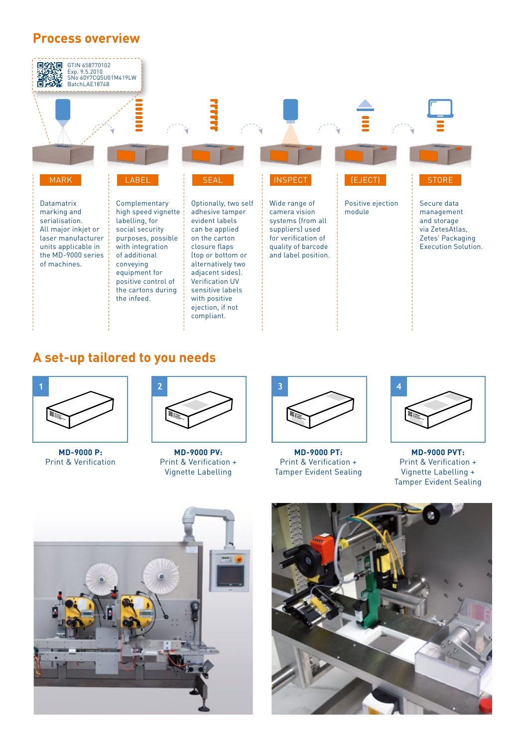## Process overview

GTIN 658770102
Exp. 9.5.2010
SNo 60Y7CQ5U01M419LW
BatchLAE18748

**MARK**

Datamatrix marking and serialisation. All major inkjet or laser manufacturer units applicable in the MD-9000 series of machines.

**LABEL**

Complementary high speed vignette labelling, for social security purposes, possible with integration of additional conveying equipment for positive control of the cartons during the infeed.

**SEAL**

Optionally, two self adhesive tamper evident labels can be applied on the carton closure flaps (top or bottom or alternatively two adjacent sides). Verification UV sensitive labels with positive ejection, if not compliant.

**INSPECT**

Wide range of camera vision systems (from all suppliers) used for verification of quality of barcode and label position.

**(EJECT)**

Positive ejection module

**STORE**

Secure data management and storage via ZetesAtlas, Zetes' Packaging Execution Solution.

## A set-up tailored to you needs

1. **MD-9000 P:** Print & Verification

2. **MD-9000 PV:** Print & Verification + Vignette Labelling

3. **MD-9000 PT:** Print & Verification + Tamper Evident Sealing

4. **MD-9000 PVT:** Print & Verification + Vignette Labelling + Tamper Evident Sealing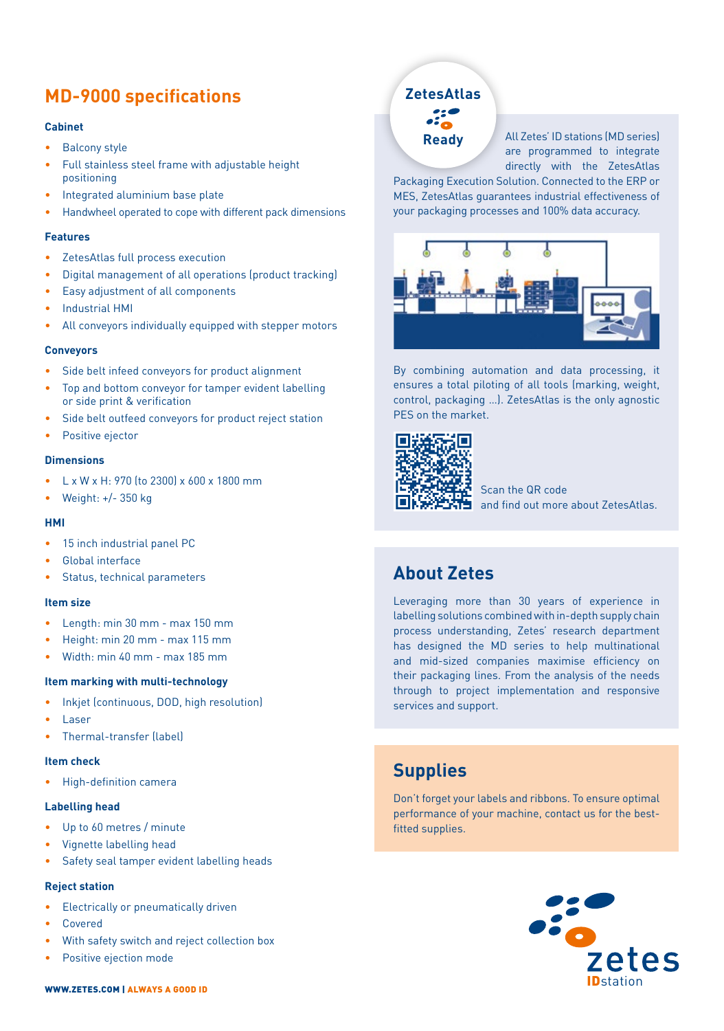## MD-9000 specifications

### Cabinet

- Balcony style
- Full stainless steel frame with adjustable height positioning
- Integrated aluminium base plate
- Handwheel operated to cope with different pack dimensions

### Features

- ZetesAtlas full process execution
- Digital management of all operations (product tracking)
- Easy adjustment of all components
- Industrial HMI
- All conveyors individually equipped with stepper motors

### Conveyors

- Side belt infeed conveyors for product alignment
- Top and bottom conveyor for tamper evident labelling or side print & verification
- Side belt outfeed conveyors for product reject station
- Positive ejector

### Dimensions

- L x W x H: 970 (to 2300) x 600 x 1800 mm
- Weight: +/- 350 kg

### HMI

- 15 inch industrial panel PC
- Global interface
- Status, technical parameters

### Item size

- Length: min 30 mm - max 150 mm
- Height: min 20 mm - max 115 mm
- Width: min 40 mm - max 185 mm

### Item marking with multi-technology

- Inkjet (continuous, DOD, high resolution)
- Laser
- Thermal-transfer (label)

### Item check

- High-definition camera

### Labelling head

- Up to 60 metres / minute
- Vignette labelling head
- Safety seal tamper evident labelling heads

### Reject station

- Electrically or pneumatically driven
- Covered
- With safety switch and reject collection box
- Positive ejection mode

**WWW.ZETES.COM | ALWAYS A GOOD ID**

ZetesAtlas Ready

All Zetes' ID stations (MD series) are programmed to integrate directly with the ZetesAtlas Packaging Execution Solution. Connected to the ERP or MES, ZetesAtlas guarantees industrial effectiveness of your packaging processes and 100% data accuracy.

By combining automation and data processing, it ensures a total piloting of all tools (marking, weight, control, packaging ...). ZetesAtlas is the only agnostic PES on the market.

Scan the QR code and find out more about ZetesAtlas.

## About Zetes

Leveraging more than 30 years of experience in labelling solutions combined with in-depth supply chain process understanding, Zetes' research department has designed the MD series to help multinational and mid-sized companies maximise efficiency on their packaging lines. From the analysis of the needs through to project implementation and responsive services and support.

## Supplies

Don't forget your labels and ribbons. To ensure optimal performance of your machine, contact us for the best-fitted supplies.

zetes IDstation